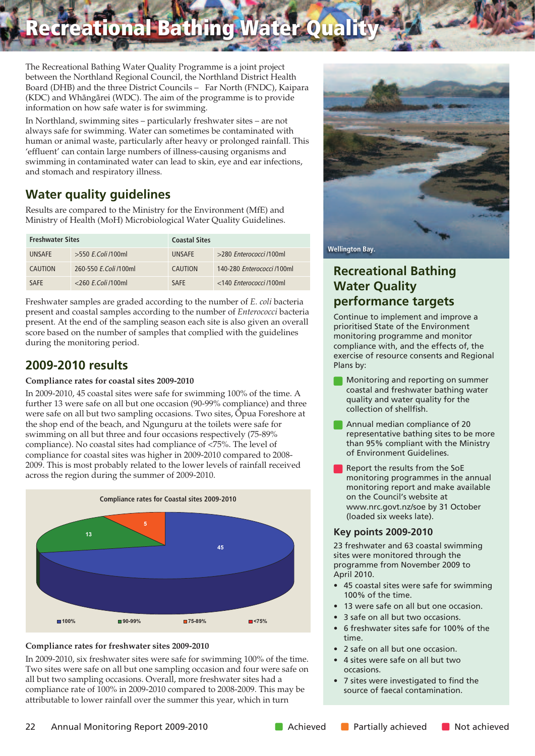# Recreational Bathing Water Quality

The Recreational Bathing Water Quality Programme is a joint project between the Northland Regional Council, the Northland District Health Board (DHB) and the three District Councils – Far North (FNDC), Kaipara (KDC) and Whāngārei (WDC). The aim of the programme is to provide information on how safe water is for swimming.

In Northland, swimming sites – particularly freshwater sites – are not always safe for swimming. Water can sometimes be contaminated with human or animal waste, particularly after heavy or prolonged rainfall. This 'effluent' can contain large numbers of illness-causing organisms and swimming in contaminated water can lead to skin, eye and ear infections, and stomach and respiratory illness.

## Water quality guidelines

Results are compared to the Ministry for the Environment (MfE) and Ministry of Health (MoH) Microbiological Water Quality Guidelines.

| Freshwater Sites | | Coastal Sites | |
|---|---|---|---|
| UNSAFE | >550 *E.Coli* /100ml | UNSAFE | >280 *Enterococci* /100ml |
| CAUTION | 260-550 *E.Coli* /100ml | CAUTION | 140-280 *Enterococci* /100ml |
| SAFE | <260 *E.Coli* /100ml | SAFE | <140 *Enterococci* /100ml |

Freshwater samples are graded according to the number of *E. coli* bacteria present and coastal samples according to the number of *Enterococci* bacteria present. At the end of the sampling season each site is also given an overall score based on the number of samples that complied with the guidelines during the monitoring period.

## 2009-2010 results

**Compliance rates for coastal sites 2009-2010**

In 2009-2010, 45 coastal sites were safe for swimming 100% of the time. A further 13 were safe on all but one occasion (90-99% compliance) and three were safe on all but two sampling occasions. Two sites, Ōpua Foreshore at the shop end of the beach, and Ngunguru at the toilets were safe for swimming on all but three and four occasions respectively (75-89% compliance). No coastal sites had compliance of <75%. The level of compliance for coastal sites was higher in 2009-2010 compared to 2008-2009. This is most probably related to the lower levels of rainfall received across the region during the summer of 2009-2010.

**Compliance rates for Coastal sites 2009-2010**

| Compliance | Number of sites |
|---|---|
| 100% | 45 |
| 90-99% | 13 |
| 75-89% | 5 |
| <75% | |

**Compliance rates for freshwater sites 2009-2010**

In 2009-2010, six freshwater sites were safe for swimming 100% of the time. Two sites were safe on all but one sampling occasion and four were safe on all but two sampling occasions. Overall, more freshwater sites had a compliance rate of 100% in 2009-2010 compared to 2008-2009. This may be attributable to lower rainfall over the summer this year, which in turn

Wellington Bay.

## Recreational Bathing Water Quality performance targets

Continue to implement and improve a prioritised State of the Environment monitoring programme and monitor compliance with, and the effects of, the exercise of resource consents and Regional Plans by:

- Monitoring and reporting on summer coastal and freshwater bathing water quality and water quality for the collection of shellfish. (Achieved)
- Annual median compliance of 20 representative bathing sites to be more than 95% compliant with the Ministry of Environment Guidelines. (Achieved)
- Report the results from the SoE monitoring programmes in the annual monitoring report and make available on the Council's website at www.nrc.govt.nz/soe by 31 October (loaded six weeks late). (Not achieved)

### Key points 2009-2010

23 freshwater and 63 coastal swimming sites were monitored through the programme from November 2009 to April 2010.

- 45 coastal sites were safe for swimming 100% of the time.
- 13 were safe on all but one occasion.
- 3 safe on all but two occasions.
- 6 freshwater sites safe for 100% of the time.
- 2 safe on all but one occasion.
- 4 sites were safe on all but two occasions.
- 7 sites were investigated to find the source of faecal contamination.

Achieved | Partially achieved | Not achieved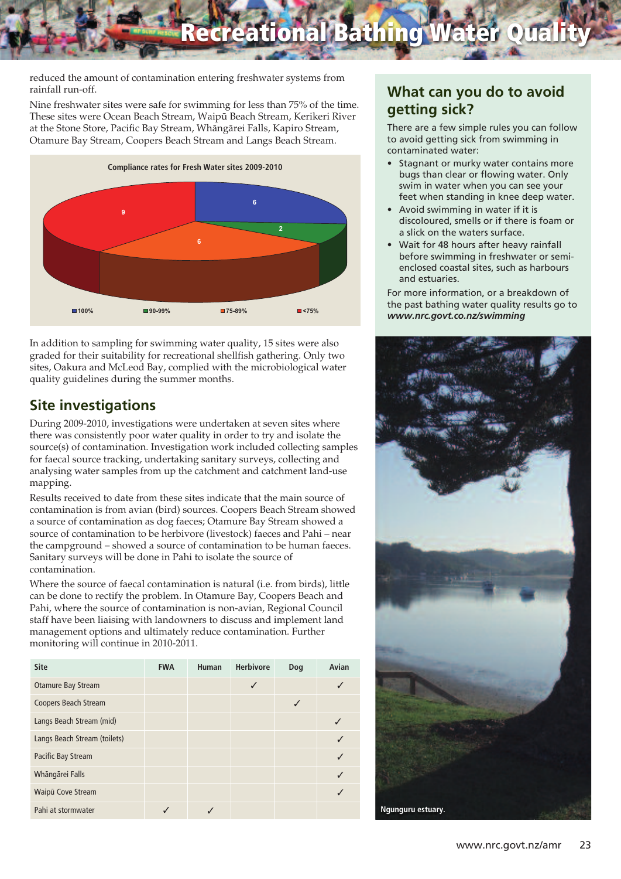reduced the amount of contamination entering freshwater systems from rainfall run-off.

Nine freshwater sites were safe for swimming for less than 75% of the time. These sites were Ocean Beach Stream, Waipū Beach Stream, Kerikeri River at the Stone Store, Pacific Bay Stream, Whāngārei Falls, Kapiro Stream, Otamure Bay Stream, Coopers Beach Stream and Langs Beach Stream.

Compliance rates for Fresh Water sites 2009-2010

6
2
6
9

100%
90-99%
75-89%
<75%

In addition to sampling for swimming water quality, 15 sites were also graded for their suitability for recreational shellfish gathering. Only two sites, Oakura and McLeod Bay, complied with the microbiological water quality guidelines during the summer months.

## Site investigations

During 2009-2010, investigations were undertaken at seven sites where there was consistently poor water quality in order to try and isolate the source(s) of contamination. Investigation work included collecting samples for faecal source tracking, undertaking sanitary surveys, collecting and analysing water samples from up the catchment and catchment land-use mapping.

Results received to date from these sites indicate that the main source of contamination is from avian (bird) sources. Coopers Beach Stream showed a source of contamination as dog faeces; Otamure Bay Stream showed a source of contamination to be herbivore (livestock) faeces and Pahi – near the campground – showed a source of contamination to be human faeces. Sanitary surveys will be done in Pahi to isolate the source of contamination.

Where the source of faecal contamination is natural (i.e. from birds), little can be done to rectify the problem. In Otamure Bay, Coopers Beach and Pahi, where the source of contamination is non-avian, Regional Council staff have been liaising with landowners to discuss and implement land management options and ultimately reduce contamination. Further monitoring will continue in 2010-2011.

| Site | FWA | Human | Herbivore | Dog | Avian |
|---|---|---|---|---|---|
| Otamure Bay Stream | | | ✓ | | ✓ |
| Coopers Beach Stream | | | | ✓ | |
| Langs Beach Stream (mid) | | | | | ✓ |
| Langs Beach Stream (toilets) | | | | | ✓ |
| Pacific Bay Stream | | | | | ✓ |
| Whāngārei Falls | | | | | ✓ |
| Waipū Cove Stream | | | | | ✓ |
| Pahi at stormwater | ✓ | ✓ | | | |

## What can you do to avoid getting sick?

There are a few simple rules you can follow to avoid getting sick from swimming in contaminated water:

- Stagnant or murky water contains more bugs than clear or flowing water. Only swim in water when you can see your feet when standing in knee deep water.
- Avoid swimming in water if it is discoloured, smells or if there is foam or a slick on the waters surface.
- Wait for 48 hours after heavy rainfall before swimming in freshwater or semi-enclosed coastal sites, such as harbours and estuaries.

For more information, or a breakdown of the past bathing water quality results go to ***www.nrc.govt.co.nz/swimming***

Ngunguru estuary.